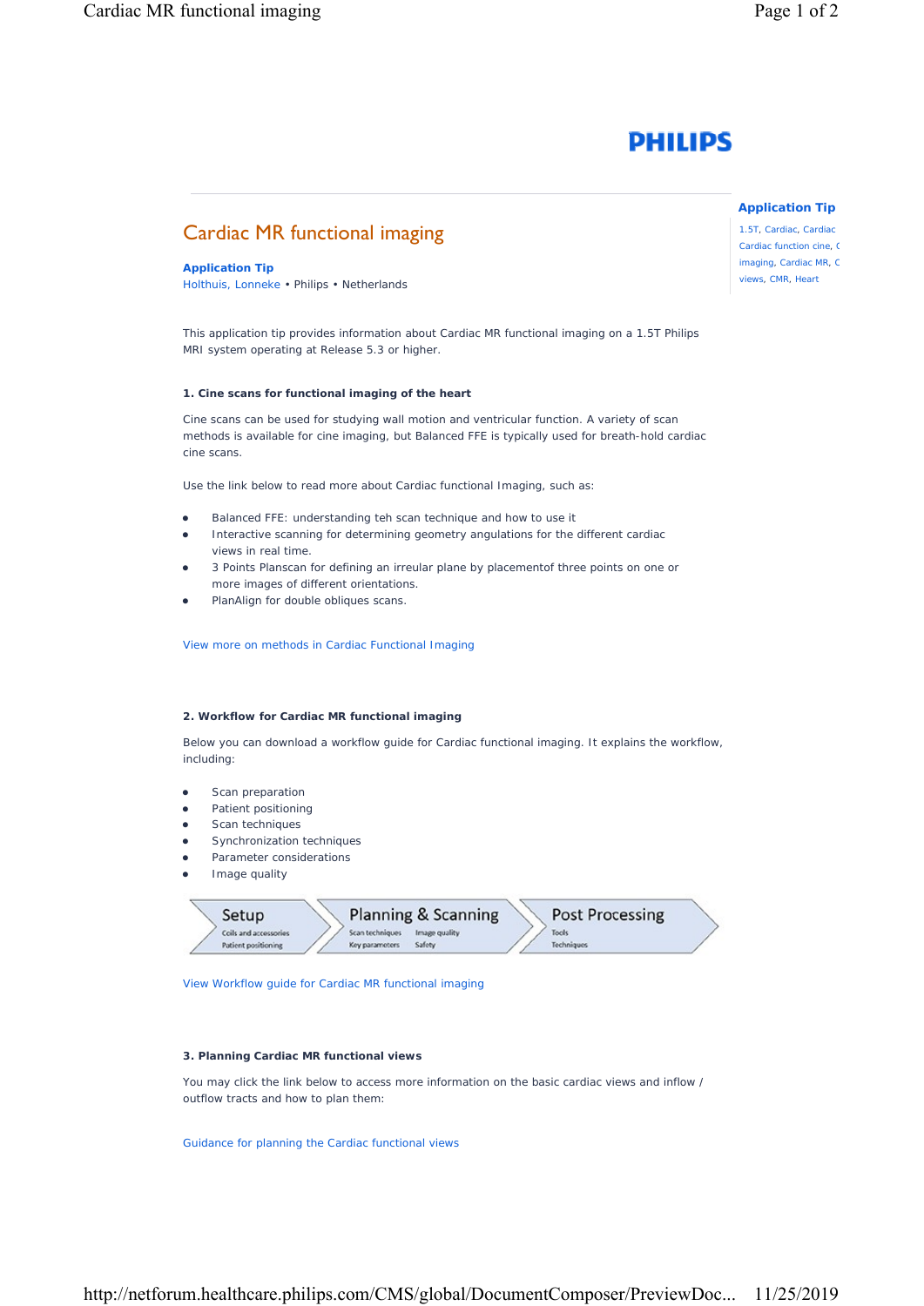**PHILIPS**

# Cardiac MR functional imaging

**Application Tip**
Holthuis, Lonneke • Philips • Netherlands

**Application Tip**
1.5T, Cardiac, Cardiac Cardiac function cine, ( imaging, Cardiac MR, C views, CMR, Heart

This application tip provides information about Cardiac MR functional imaging on a 1.5T Philips MRI system operating at Release 5.3 or higher.

### 1. Cine scans for functional imaging of the heart

Cine scans can be used for studying wall motion and ventricular function. A variety of scan methods is available for cine imaging, but Balanced FFE is typically used for breath-hold cardiac cine scans.

Use the link below to read more about Cardiac functional Imaging, such as:

- Balanced FFE: understanding teh scan technique and how to use it
- Interactive scanning for determining geometry angulations for the different cardiac views in real time.
- 3 Points Planscan for defining an irreular plane by placementof three points on one or more images of different orientations.
- PlanAlign for double obliques scans.

View more on methods in Cardiac Functional Imaging

### 2. Workflow for Cardiac MR functional imaging

Below you can download a workflow guide for Cardiac functional imaging. It explains the workflow, including:

- Scan preparation
- Patient positioning
- Scan techniques
- Synchronization techniques
- Parameter considerations
- Image quality

**Setup** — Coils and accessories, Patient positioning → **Planning & Scanning** — Scan techniques, Image quality, Key parameters, Safety → **Post Processing** — Tools, Techniques

View Workflow guide for Cardiac MR functional imaging

### 3. Planning Cardiac MR functional views

You may click the link below to access more information on the basic cardiac views and inflow / outflow tracts and how to plan them:

Guidance for planning the Cardiac functional views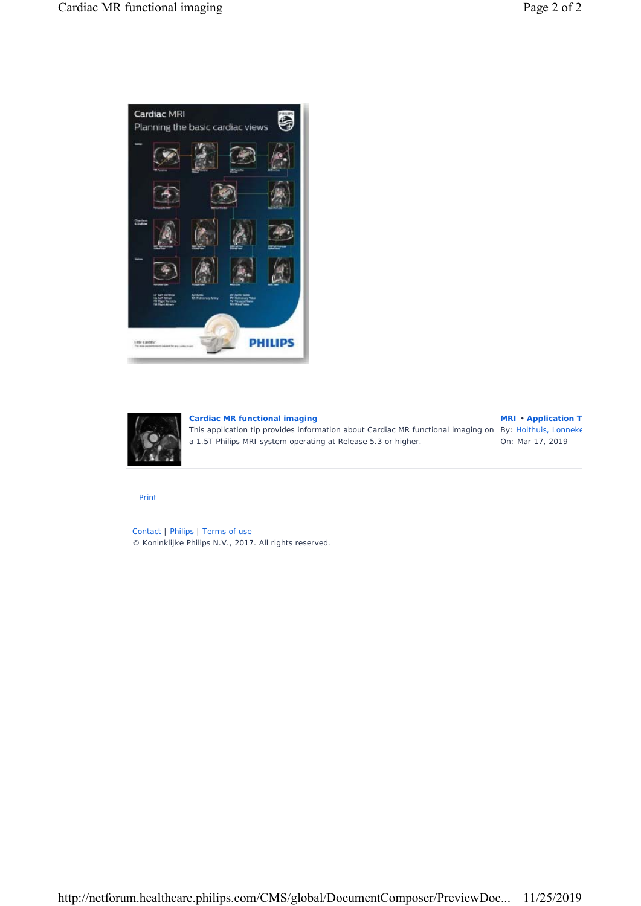**Cardiac MR functional imaging**

This application tip provides information about Cardiac MR functional imaging on a 1.5T Philips MRI system operating at Release 5.3 or higher.

**MRI** • **Application T**

By: Holthuis, Lonneke

On: Mar 17, 2019

Print

Contact | Philips | Terms of use

© Koninklijke Philips N.V., 2017. All rights reserved.